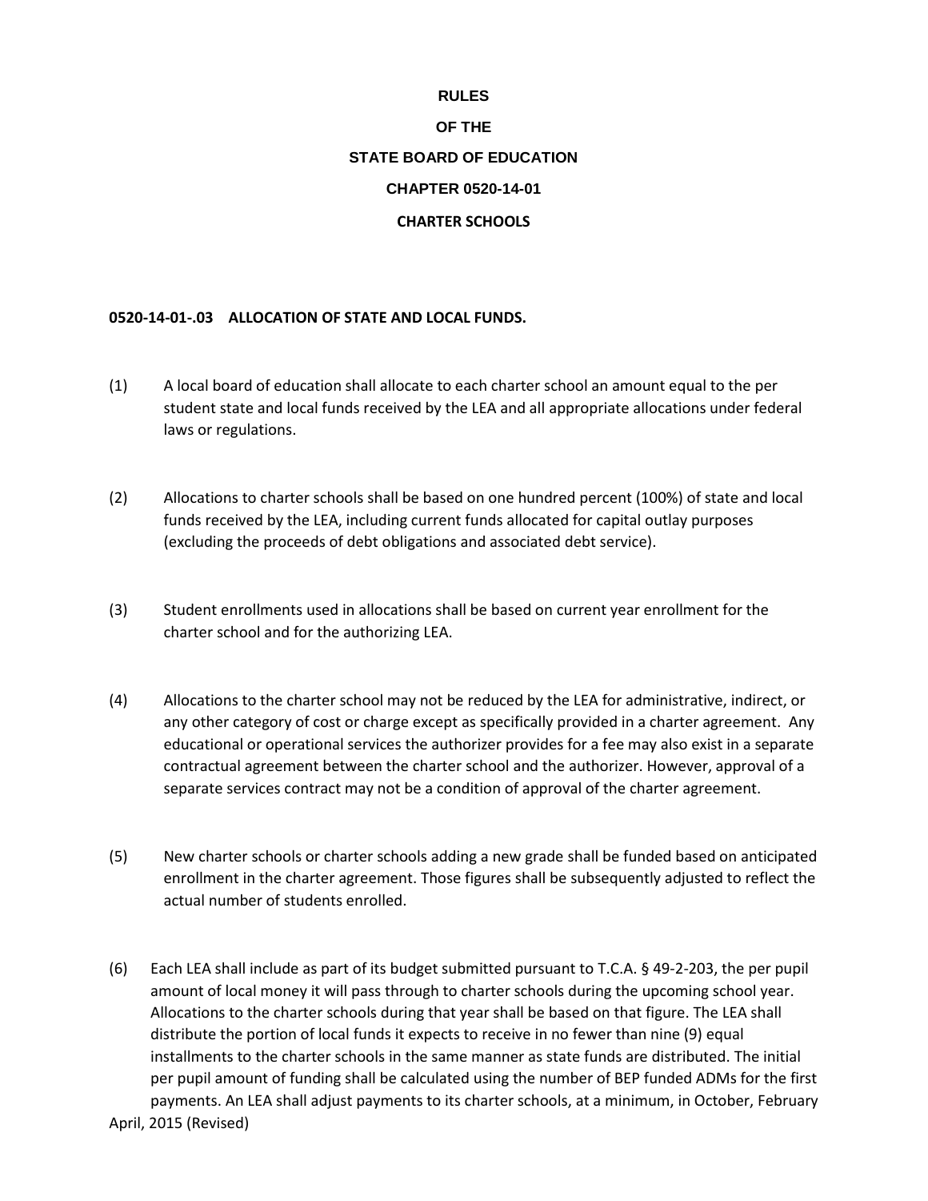# RULES

# OF THE

# STATE BOARD OF EDUCATION

# CHAPTER 0520-14-01

# CHARTER SCHOOLS

**0520-14-01-.03 ALLOCATION OF STATE AND LOCAL FUNDS.**

(1) A local board of education shall allocate to each charter school an amount equal to the per student state and local funds received by the LEA and all appropriate allocations under federal laws or regulations.

(2) Allocations to charter schools shall be based on one hundred percent (100%) of state and local funds received by the LEA, including current funds allocated for capital outlay purposes (excluding the proceeds of debt obligations and associated debt service).

(3) Student enrollments used in allocations shall be based on current year enrollment for the charter school and for the authorizing LEA.

(4) Allocations to the charter school may not be reduced by the LEA for administrative, indirect, or any other category of cost or charge except as specifically provided in a charter agreement. Any educational or operational services the authorizer provides for a fee may also exist in a separate contractual agreement between the charter school and the authorizer. However, approval of a separate services contract may not be a condition of approval of the charter agreement.

(5) New charter schools or charter schools adding a new grade shall be funded based on anticipated enrollment in the charter agreement. Those figures shall be subsequently adjusted to reflect the actual number of students enrolled.

(6) Each LEA shall include as part of its budget submitted pursuant to T.C.A. § 49-2-203, the per pupil amount of local money it will pass through to charter schools during the upcoming school year. Allocations to the charter schools during that year shall be based on that figure. The LEA shall distribute the portion of local funds it expects to receive in no fewer than nine (9) equal installments to the charter schools in the same manner as state funds are distributed. The initial per pupil amount of funding shall be calculated using the number of BEP funded ADMs for the first payments. An LEA shall adjust payments to its charter schools, at a minimum, in October, February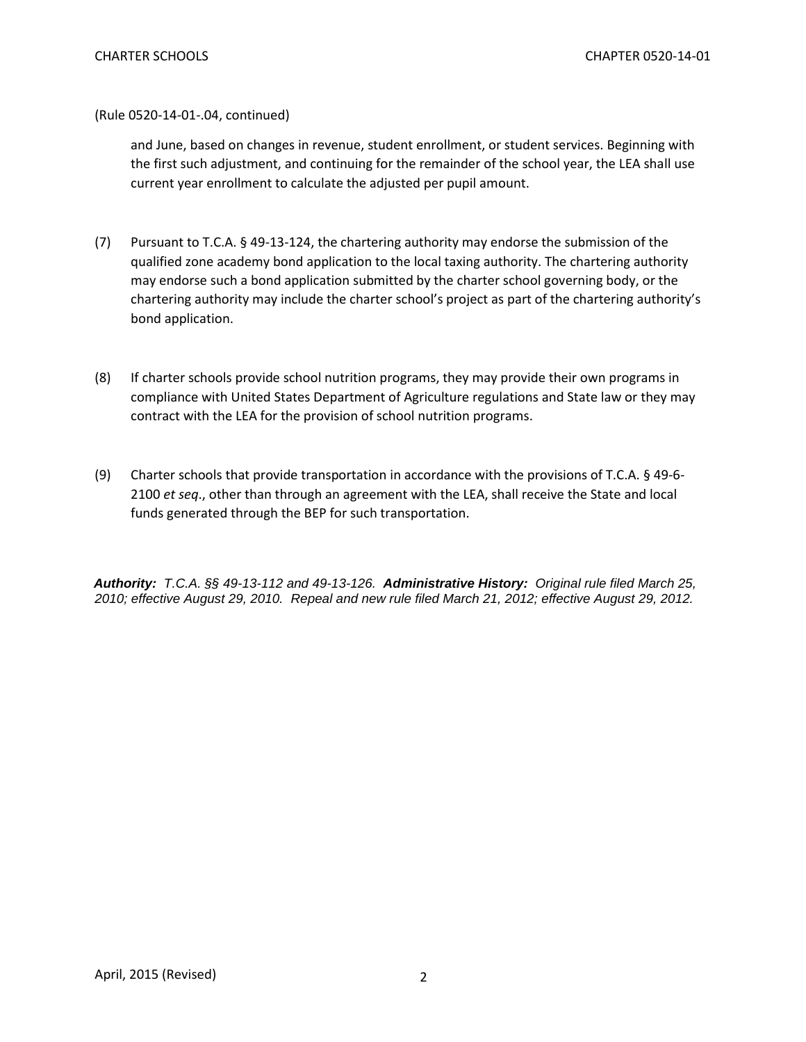(Rule 0520-14-01-.04, continued)

and June, based on changes in revenue, student enrollment, or student services. Beginning with the first such adjustment, and continuing for the remainder of the school year, the LEA shall use current year enrollment to calculate the adjusted per pupil amount.

(7) Pursuant to T.C.A. § 49-13-124, the chartering authority may endorse the submission of the qualified zone academy bond application to the local taxing authority. The chartering authority may endorse such a bond application submitted by the charter school governing body, or the chartering authority may include the charter school's project as part of the chartering authority's bond application.

(8) If charter schools provide school nutrition programs, they may provide their own programs in compliance with United States Department of Agriculture regulations and State law or they may contract with the LEA for the provision of school nutrition programs.

(9) Charter schools that provide transportation in accordance with the provisions of T.C.A. § 49-6-2100 *et seq*., other than through an agreement with the LEA, shall receive the State and local funds generated through the BEP for such transportation.

***Authority:*** *T.C.A. §§ 49-13-112 and 49-13-126.* ***Administrative History:*** *Original rule filed March 25, 2010; effective August 29, 2010. Repeal and new rule filed March 21, 2012; effective August 29, 2012.*

April, 2015 (Revised)